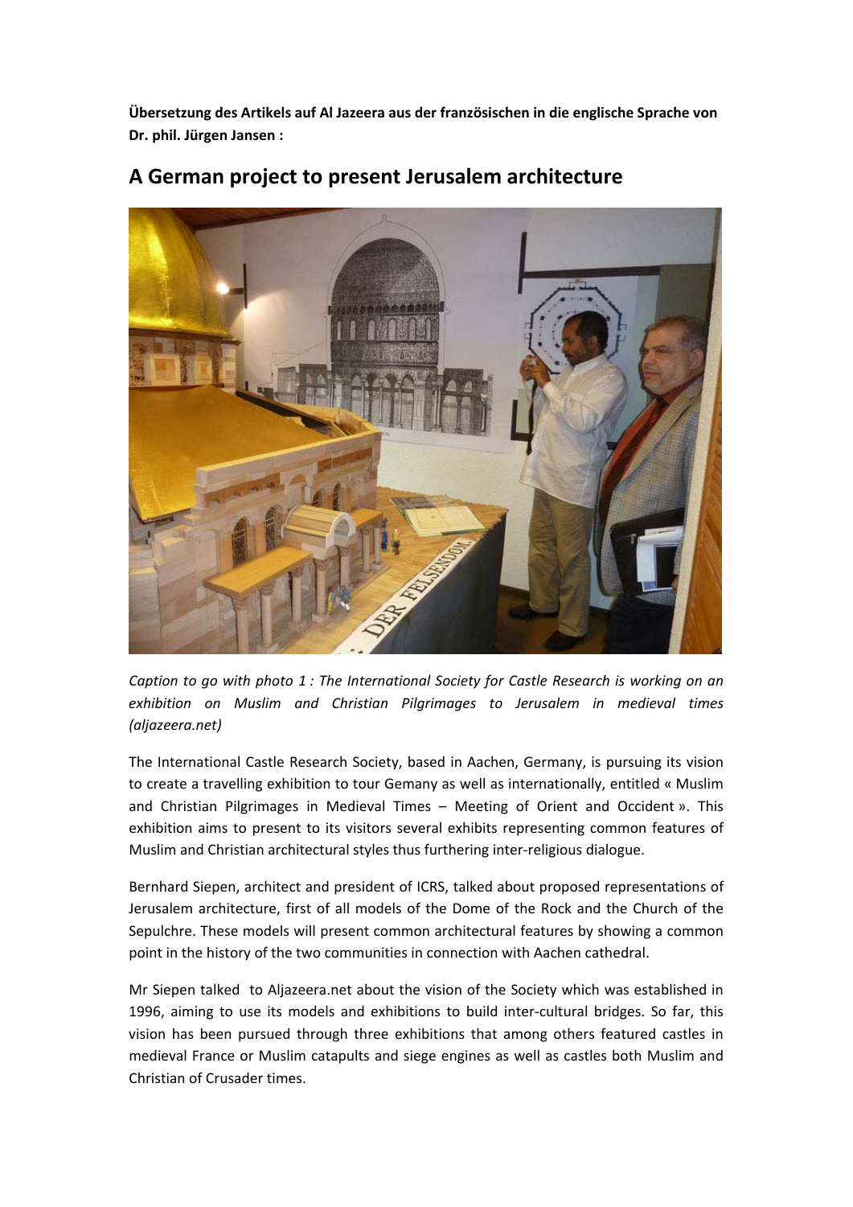**Übersetzung des Artikels auf Al Jazeera aus der französischen in die englische Sprache von Dr. phil. Jürgen Jansen :**

# A German project to present Jerusalem architecture

*Caption to go with photo 1 : The International Society for Castle Research is working on an exhibition on Muslim and Christian Pilgrimages to Jerusalem in medieval times (aljazeera.net)*

The International Castle Research Society, based in Aachen, Germany, is pursuing its vision to create a travelling exhibition to tour Gemany as well as internationally, entitled « Muslim and Christian Pilgrimages in Medieval Times – Meeting of Orient and Occident ». This exhibition aims to present to its visitors several exhibits representing common features of Muslim and Christian architectural styles thus furthering inter-religious dialogue.

Bernhard Siepen, architect and president of ICRS, talked about proposed representations of Jerusalem architecture, first of all models of the Dome of the Rock and the Church of the Sepulchre. These models will present common architectural features by showing a common point in the history of the two communities in connection with Aachen cathedral.

Mr Siepen talked to Aljazeera.net about the vision of the Society which was established in 1996, aiming to use its models and exhibitions to build inter-cultural bridges. So far, this vision has been pursued through three exhibitions that among others featured castles in medieval France or Muslim catapults and siege engines as well as castles both Muslim and Christian of Crusader times.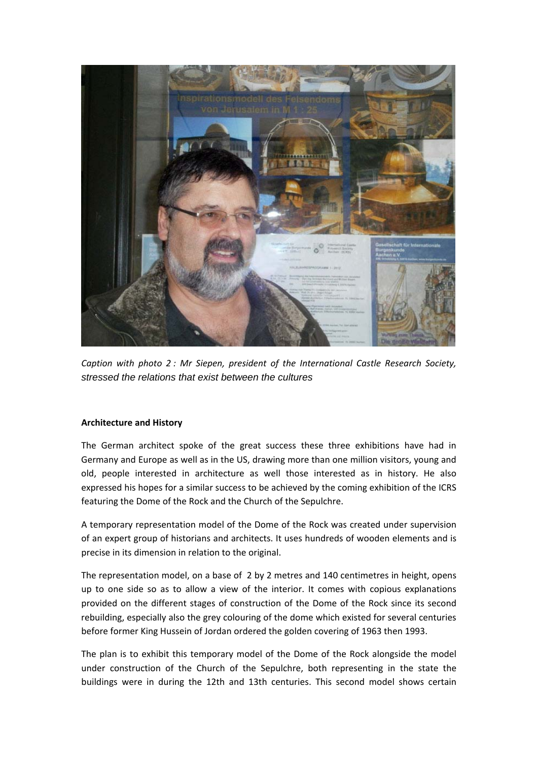*Caption with photo 2 : Mr Siepen, president of the International Castle Research Society, stressed the relations that exist between the cultures*

**Architecture and History**

The German architect spoke of the great success these three exhibitions have had in Germany and Europe as well as in the US, drawing more than one million visitors, young and old, people interested in architecture as well those interested as in history. He also expressed his hopes for a similar success to be achieved by the coming exhibition of the ICRS featuring the Dome of the Rock and the Church of the Sepulchre.

A temporary representation model of the Dome of the Rock was created under supervision of an expert group of historians and architects. It uses hundreds of wooden elements and is precise in its dimension in relation to the original.

The representation model, on a base of 2 by 2 metres and 140 centimetres in height, opens up to one side so as to allow a view of the interior. It comes with copious explanations provided on the different stages of construction of the Dome of the Rock since its second rebuilding, especially also the grey colouring of the dome which existed for several centuries before former King Hussein of Jordan ordered the golden covering of 1963 then 1993.

The plan is to exhibit this temporary model of the Dome of the Rock alongside the model under construction of the Church of the Sepulchre, both representing in the state the buildings were in during the 12th and 13th centuries. This second model shows certain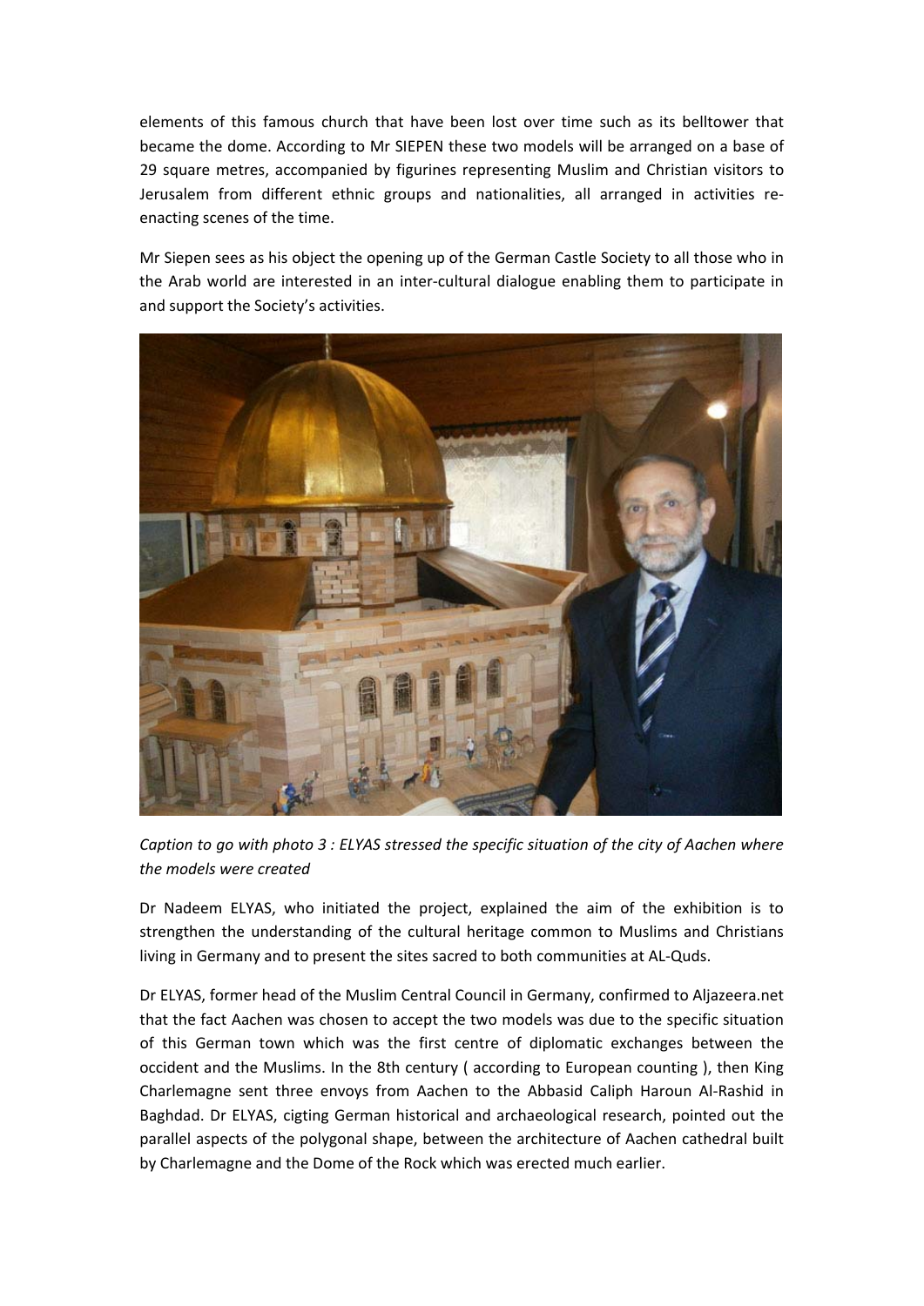elements of this famous church that have been lost over time such as its belltower that became the dome. According to Mr SIEPEN these two models will be arranged on a base of 29 square metres, accompanied by figurines representing Muslim and Christian visitors to Jerusalem from different ethnic groups and nationalities, all arranged in activities re-enacting scenes of the time.

Mr Siepen sees as his object the opening up of the German Castle Society to all those who in the Arab world are interested in an inter-cultural dialogue enabling them to participate in and support the Society's activities.

*Caption to go with photo 3 : ELYAS stressed the specific situation of the city of Aachen where the models were created*

Dr Nadeem ELYAS, who initiated the project, explained the aim of the exhibition is to strengthen the understanding of the cultural heritage common to Muslims and Christians living in Germany and to present the sites sacred to both communities at AL-Quds.

Dr ELYAS, former head of the Muslim Central Council in Germany, confirmed to Aljazeera.net that the fact Aachen was chosen to accept the two models was due to the specific situation of this German town which was the first centre of diplomatic exchanges between the occident and the Muslims. In the 8th century ( according to European counting ), then King Charlemagne sent three envoys from Aachen to the Abbasid Caliph Haroun Al-Rashid in Baghdad. Dr ELYAS, cigting German historical and archaeological research, pointed out the parallel aspects of the polygonal shape, between the architecture of Aachen cathedral built by Charlemagne and the Dome of the Rock which was erected much earlier.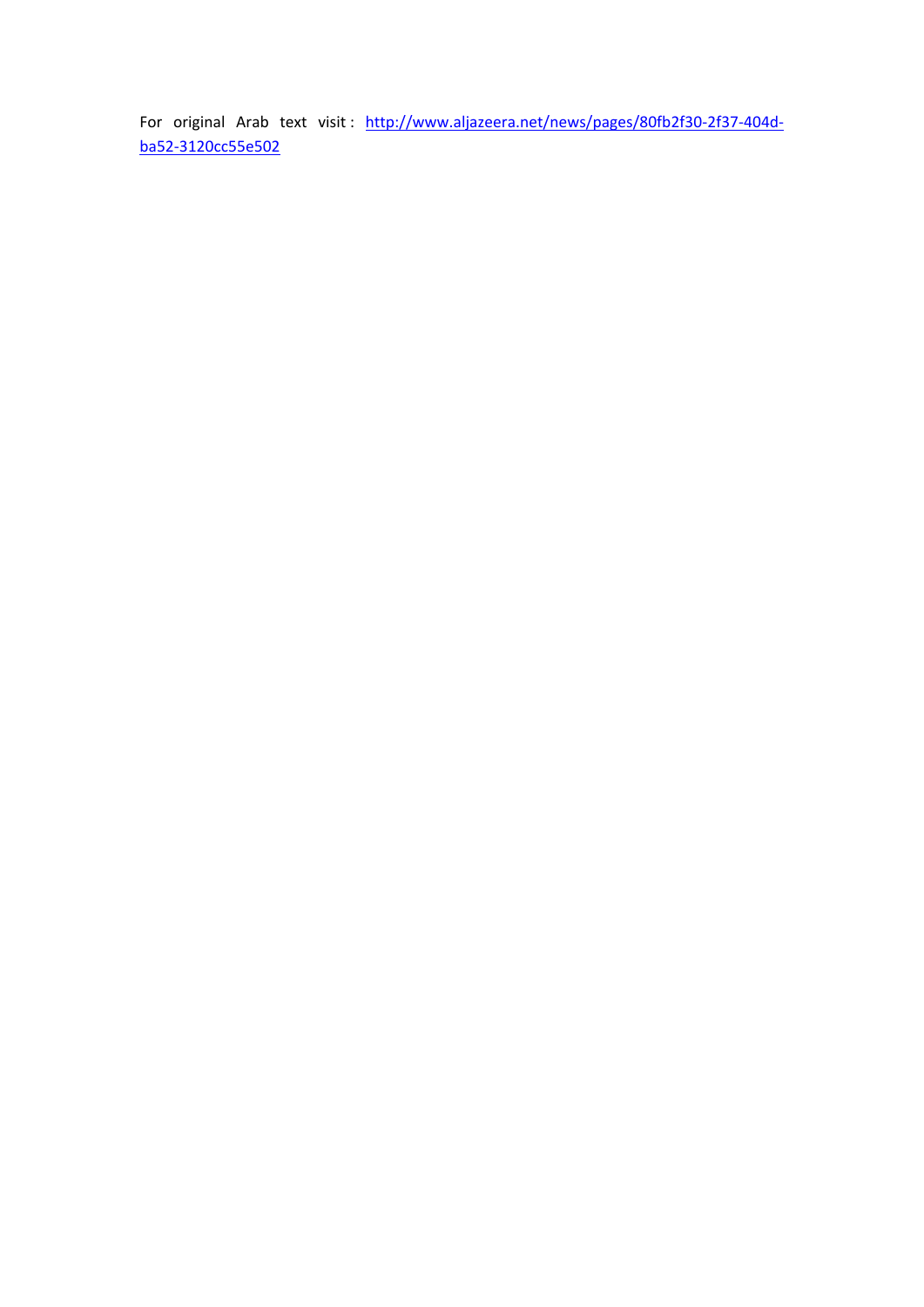For original Arab text visit : [http://www.aljazeera.net/news/pages/80fb2f30-2f37-404d-ba52-3120cc55e502](http://www.aljazeera.net/news/pages/80fb2f30-2f37-404d-ba52-3120cc55e502)